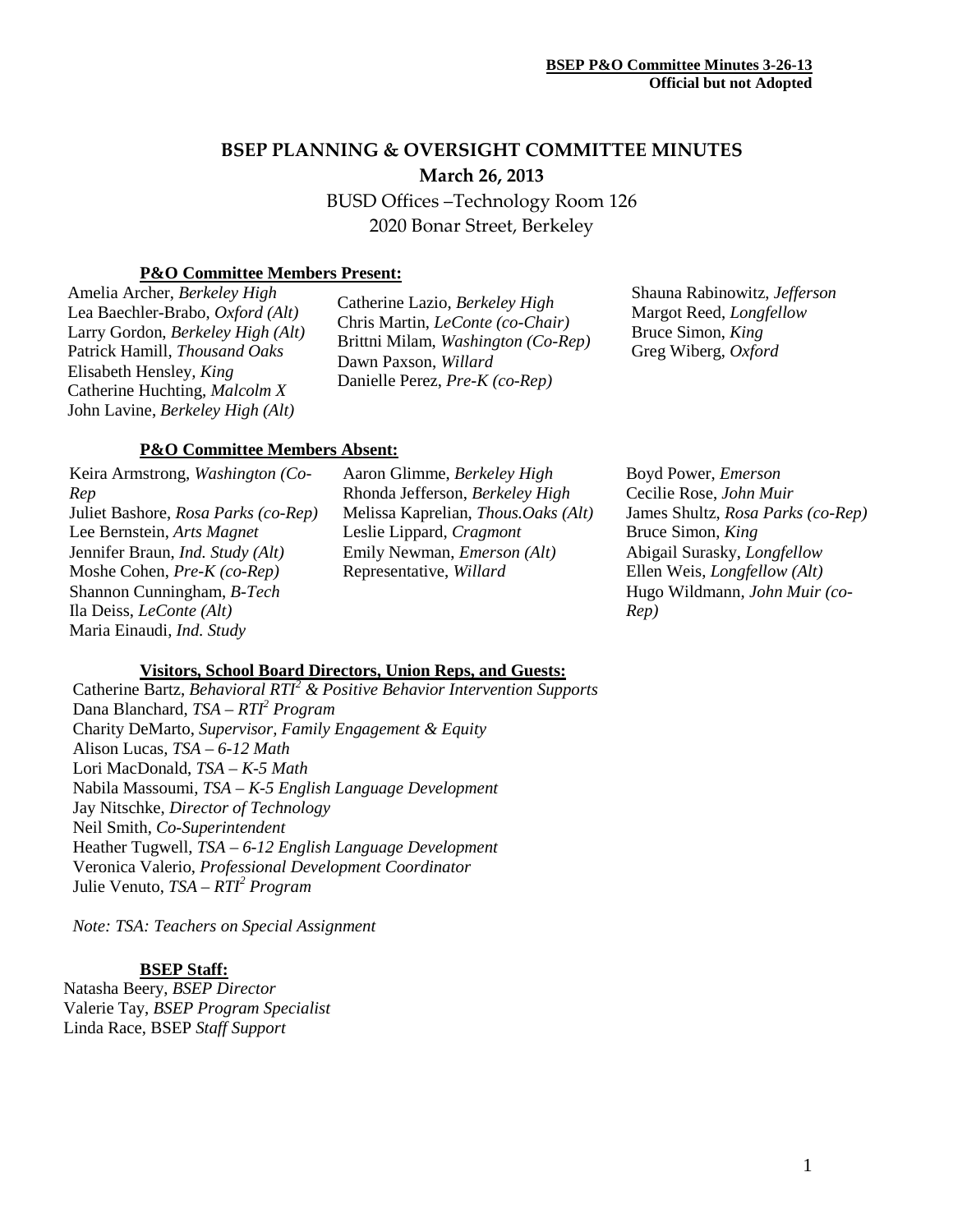# BSEP PLANNING & OVERSIGHT COMMITTEE MINUTES

**March 26, 2013**

BUSD Offices –Technology Room 126
2020 Bonar Street, Berkeley

### P&O Committee Members Present:

Amelia Archer, *Berkeley High*
Lea Baechler-Brabo, *Oxford (Alt)*
Larry Gordon, *Berkeley High (Alt)*
Patrick Hamill, *Thousand Oaks*
Elisabeth Hensley, *King*
Catherine Huchting, *Malcolm X*
John Lavine, *Berkeley High (Alt)*
Catherine Lazio, *Berkeley High*
Chris Martin, *LeConte (co-Chair)*
Brittni Milam, *Washington (Co-Rep)*
Dawn Paxson, *Willard*
Danielle Perez, *Pre-K (co-Rep)*
Shauna Rabinowitz, *Jefferson*
Margot Reed, *Longfellow*
Bruce Simon, *King*
Greg Wiberg, *Oxford*

### P&O Committee Members Absent:

Keira Armstrong, *Washington (Co-Rep*
Juliet Bashore, *Rosa Parks (co-Rep)*
Lee Bernstein, *Arts Magnet*
Jennifer Braun, *Ind. Study (Alt)*
Moshe Cohen, *Pre-K (co-Rep)*
Shannon Cunningham, *B-Tech*
Ila Deiss, *LeConte (Alt)*
Maria Einaudi, *Ind. Study*
Aaron Glimme, *Berkeley High*
Rhonda Jefferson, *Berkeley High*
Melissa Kaprelian, *Thous.Oaks (Alt)*
Leslie Lippard, *Cragmont*
Emily Newman, *Emerson (Alt)*
Representative, *Willard*
Boyd Power, *Emerson*
Cecilie Rose, *John Muir*
James Shultz, *Rosa Parks (co-Rep)*
Bruce Simon, *King*
Abigail Surasky, *Longfellow*
Ellen Weis, *Longfellow (Alt)*
Hugo Wildmann, *John Muir (co-Rep)*

### Visitors, School Board Directors, Union Reps, and Guests:

Catherine Bartz, *Behavioral RTI² & Positive Behavior Intervention Supports*
Dana Blanchard, *TSA – RTI² Program*
Charity DeMarto, *Supervisor, Family Engagement & Equity*
Alison Lucas, *TSA – 6-12 Math*
Lori MacDonald, *TSA – K-5 Math*
Nabila Massoumi, *TSA – K-5 English Language Development*
Jay Nitschke, *Director of Technology*
Neil Smith, *Co-Superintendent*
Heather Tugwell, *TSA – 6-12 English Language Development*
Veronica Valerio, *Professional Development Coordinator*
Julie Venuto, *TSA – RTI² Program*

*Note: TSA: Teachers on Special Assignment*

### BSEP Staff:

Natasha Beery, *BSEP Director*
Valerie Tay, *BSEP Program Specialist*
Linda Race, BSEP *Staff Support*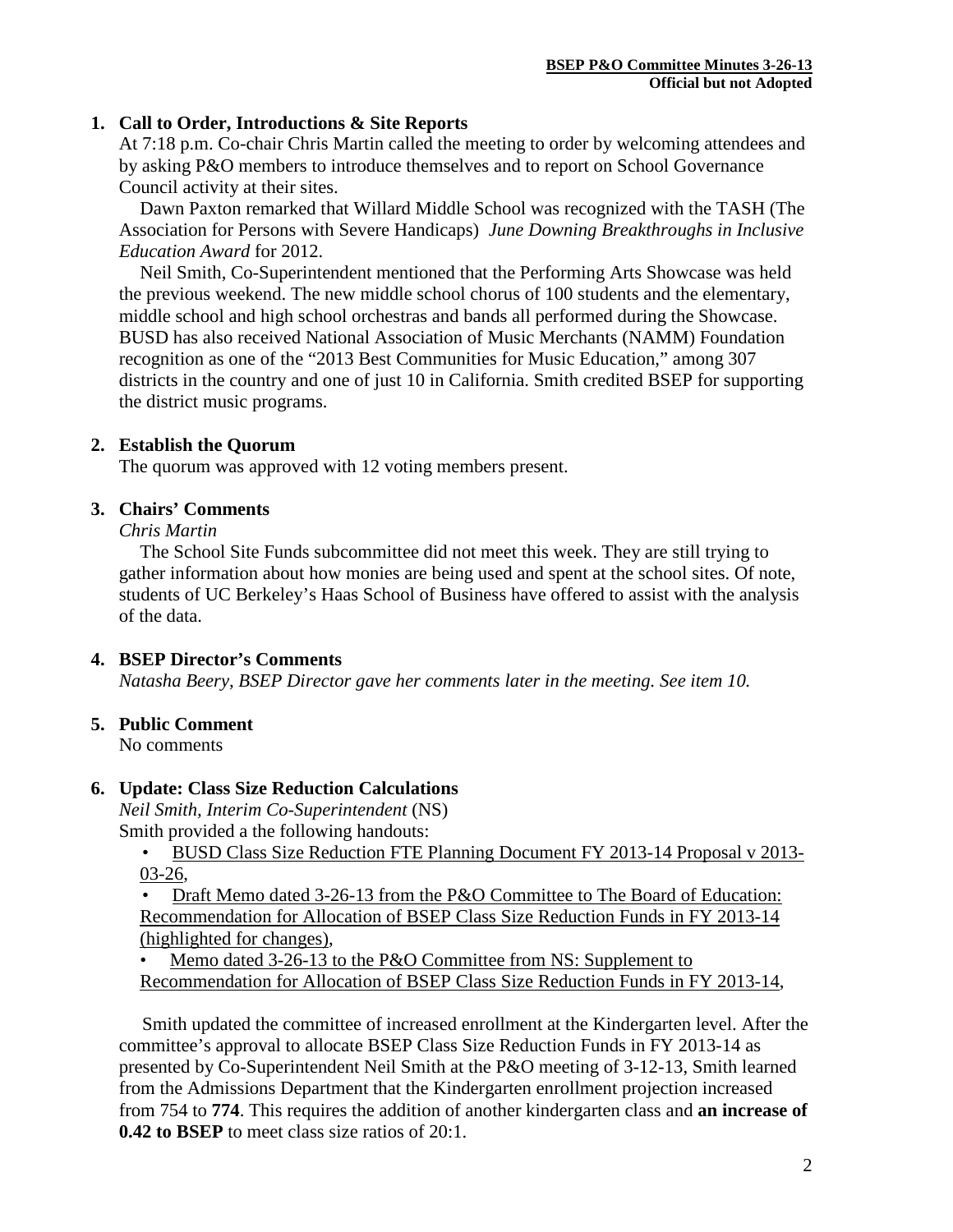1. **Call to Order, Introductions & Site Reports**

   At 7:18 p.m. Co-chair Chris Martin called the meeting to order by welcoming attendees and by asking P&O members to introduce themselves and to report on School Governance Council activity at their sites.

   Dawn Paxton remarked that Willard Middle School was recognized with the TASH (The Association for Persons with Severe Handicaps) *June Downing Breakthroughs in Inclusive Education Award* for 2012.

   Neil Smith, Co-Superintendent mentioned that the Performing Arts Showcase was held the previous weekend. The new middle school chorus of 100 students and the elementary, middle school and high school orchestras and bands all performed during the Showcase. BUSD has also received National Association of Music Merchants (NAMM) Foundation recognition as one of the "2013 Best Communities for Music Education," among 307 districts in the country and one of just 10 in California. Smith credited BSEP for supporting the district music programs.

2. **Establish the Quorum**

   The quorum was approved with 12 voting members present.

3. **Chairs' Comments**

   *Chris Martin*

   The School Site Funds subcommittee did not meet this week. They are still trying to gather information about how monies are being used and spent at the school sites. Of note, students of UC Berkeley's Haas School of Business have offered to assist with the analysis of the data.

4. **BSEP Director's Comments**

   *Natasha Beery, BSEP Director gave her comments later in the meeting. See item 10.*

5. **Public Comment**

   No comments

6. **Update: Class Size Reduction Calculations**

   *Neil Smith, Interim Co-Superintendent* (NS)

   Smith provided a the following handouts:

   - BUSD Class Size Reduction FTE Planning Document FY 2013-14 Proposal v 2013-03-26,
   - Draft Memo dated 3-26-13 from the P&O Committee to The Board of Education: Recommendation for Allocation of BSEP Class Size Reduction Funds in FY 2013-14 (highlighted for changes),
   - Memo dated 3-26-13 to the P&O Committee from NS: Supplement to Recommendation for Allocation of BSEP Class Size Reduction Funds in FY 2013-14,

   Smith updated the committee of increased enrollment at the Kindergarten level. After the committee's approval to allocate BSEP Class Size Reduction Funds in FY 2013-14 as presented by Co-Superintendent Neil Smith at the P&O meeting of 3-12-13, Smith learned from the Admissions Department that the Kindergarten enrollment projection increased from 754 to **774**. This requires the addition of another kindergarten class and **an increase of 0.42 to BSEP** to meet class size ratios of 20:1.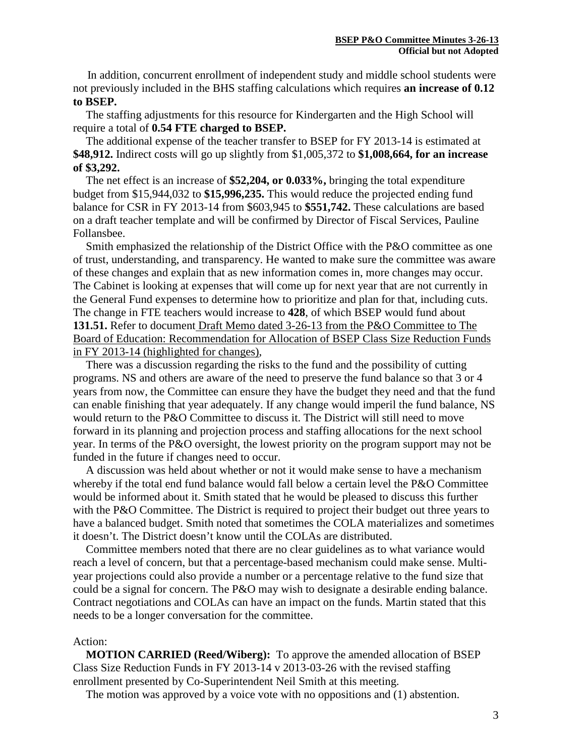In addition, concurrent enrollment of independent study and middle school students were not previously included in the BHS staffing calculations which requires **an increase of 0.12 to BSEP.**

The staffing adjustments for this resource for Kindergarten and the High School will require a total of **0.54 FTE charged to BSEP.**

The additional expense of the teacher transfer to BSEP for FY 2013-14 is estimated at **$48,912.** Indirect costs will go up slightly from $1,005,372 to **$1,008,664, for an increase of $3,292.**

The net effect is an increase of **$52,204, or 0.033%,** bringing the total expenditure budget from $15,944,032 to **$15,996,235.** This would reduce the projected ending fund balance for CSR in FY 2013-14 from $603,945 to **$551,742.** These calculations are based on a draft teacher template and will be confirmed by Director of Fiscal Services, Pauline Follansbee.

Smith emphasized the relationship of the District Office with the P&O committee as one of trust, understanding, and transparency. He wanted to make sure the committee was aware of these changes and explain that as new information comes in, more changes may occur. The Cabinet is looking at expenses that will come up for next year that are not currently in the General Fund expenses to determine how to prioritize and plan for that, including cuts. The change in FTE teachers would increase to **428**, of which BSEP would fund about **131.51.** Refer to document Draft Memo dated 3-26-13 from the P&O Committee to The Board of Education: Recommendation for Allocation of BSEP Class Size Reduction Funds in FY 2013-14 (highlighted for changes),

There was a discussion regarding the risks to the fund and the possibility of cutting programs. NS and others are aware of the need to preserve the fund balance so that 3 or 4 years from now, the Committee can ensure they have the budget they need and that the fund can enable finishing that year adequately. If any change would imperil the fund balance, NS would return to the P&O Committee to discuss it. The District will still need to move forward in its planning and projection process and staffing allocations for the next school year. In terms of the P&O oversight, the lowest priority on the program support may not be funded in the future if changes need to occur.

A discussion was held about whether or not it would make sense to have a mechanism whereby if the total end fund balance would fall below a certain level the P&O Committee would be informed about it. Smith stated that he would be pleased to discuss this further with the P&O Committee. The District is required to project their budget out three years to have a balanced budget. Smith noted that sometimes the COLA materializes and sometimes it doesn't. The District doesn't know until the COLAs are distributed.

Committee members noted that there are no clear guidelines as to what variance would reach a level of concern, but that a percentage-based mechanism could make sense. Multi-year projections could also provide a number or a percentage relative to the fund size that could be a signal for concern. The P&O may wish to designate a desirable ending balance. Contract negotiations and COLAs can have an impact on the funds. Martin stated that this needs to be a longer conversation for the committee.

Action:

**MOTION CARRIED (Reed/Wiberg):** To approve the amended allocation of BSEP Class Size Reduction Funds in FY 2013-14 v 2013-03-26 with the revised staffing enrollment presented by Co-Superintendent Neil Smith at this meeting.

The motion was approved by a voice vote with no oppositions and (1) abstention.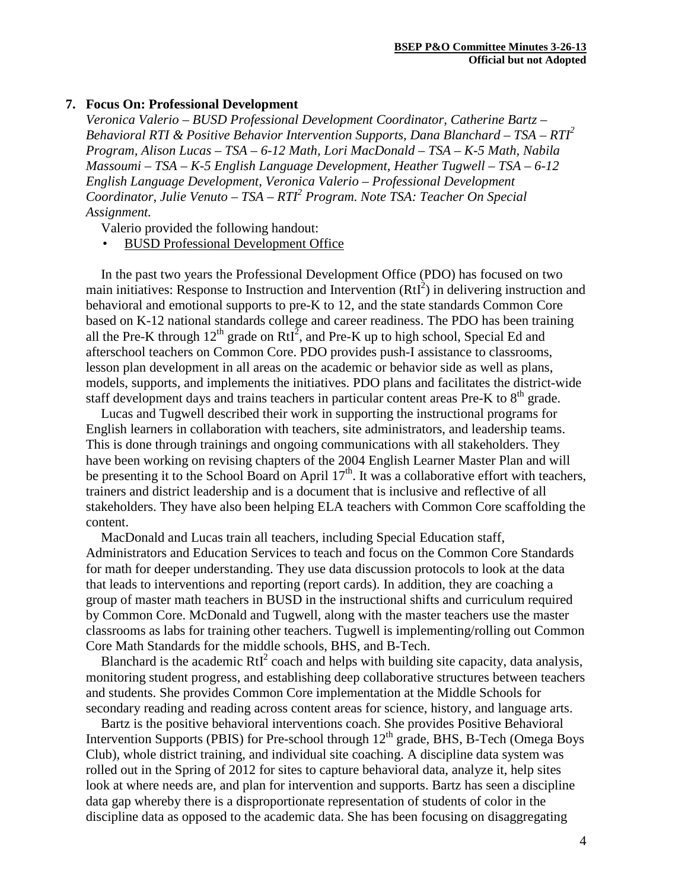## 7. Focus On: Professional Development

*Veronica Valerio – BUSD Professional Development Coordinator, Catherine Bartz – Behavioral RTI & Positive Behavior Intervention Supports, Dana Blanchard – TSA – RTI$^2$ Program, Alison Lucas – TSA – 6-12 Math, Lori MacDonald – TSA – K-5 Math, Nabila Massoumi – TSA – K-5 English Language Development, Heather Tugwell – TSA – 6-12 English Language Development, Veronica Valerio – Professional Development Coordinator, Julie Venuto – TSA – RTI$^2$ Program. Note TSA: Teacher On Special Assignment.*

Valerio provided the following handout:

- BUSD Professional Development Office

In the past two years the Professional Development Office (PDO) has focused on two main initiatives: Response to Instruction and Intervention (RtI$^2$) in delivering instruction and behavioral and emotional supports to pre-K to 12, and the state standards Common Core based on K-12 national standards college and career readiness. The PDO has been training all the Pre-K through 12$^{th}$ grade on RtI$^2$, and Pre-K up to high school, Special Ed and afterschool teachers on Common Core. PDO provides push-I assistance to classrooms, lesson plan development in all areas on the academic or behavior side as well as plans, models, supports, and implements the initiatives. PDO plans and facilitates the district-wide staff development days and trains teachers in particular content areas Pre-K to 8$^{th}$ grade.

Lucas and Tugwell described their work in supporting the instructional programs for English learners in collaboration with teachers, site administrators, and leadership teams. This is done through trainings and ongoing communications with all stakeholders. They have been working on revising chapters of the 2004 English Learner Master Plan and will be presenting it to the School Board on April 17$^{th}$. It was a collaborative effort with teachers, trainers and district leadership and is a document that is inclusive and reflective of all stakeholders. They have also been helping ELA teachers with Common Core scaffolding the content.

MacDonald and Lucas train all teachers, including Special Education staff, Administrators and Education Services to teach and focus on the Common Core Standards for math for deeper understanding. They use data discussion protocols to look at the data that leads to interventions and reporting (report cards). In addition, they are coaching a group of master math teachers in BUSD in the instructional shifts and curriculum required by Common Core. McDonald and Tugwell, along with the master teachers use the master classrooms as labs for training other teachers. Tugwell is implementing/rolling out Common Core Math Standards for the middle schools, BHS, and B-Tech.

Blanchard is the academic RtI$^2$ coach and helps with building site capacity, data analysis, monitoring student progress, and establishing deep collaborative structures between teachers and students. She provides Common Core implementation at the Middle Schools for secondary reading and reading across content areas for science, history, and language arts.

Bartz is the positive behavioral interventions coach. She provides Positive Behavioral Intervention Supports (PBIS) for Pre-school through 12$^{th}$ grade, BHS, B-Tech (Omega Boys Club), whole district training, and individual site coaching. A discipline data system was rolled out in the Spring of 2012 for sites to capture behavioral data, analyze it, help sites look at where needs are, and plan for intervention and supports. Bartz has seen a discipline data gap whereby there is a disproportionate representation of students of color in the discipline data as opposed to the academic data. She has been focusing on disaggregating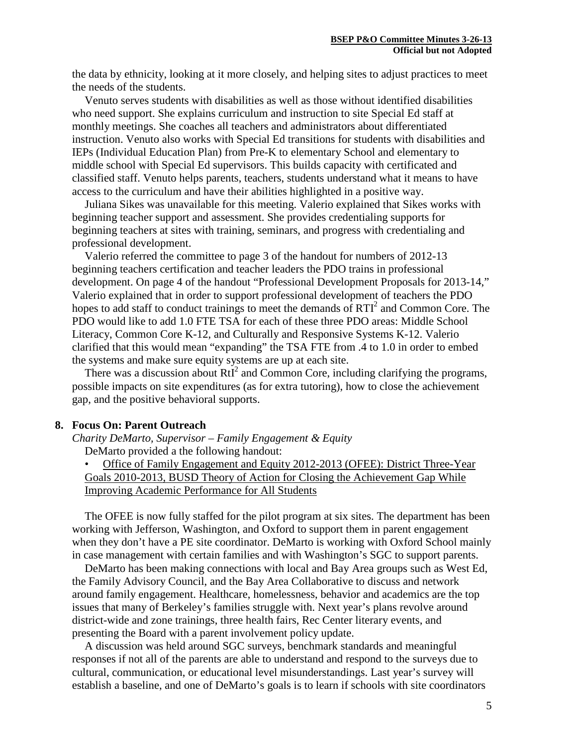the data by ethnicity, looking at it more closely, and helping sites to adjust practices to meet the needs of the students.

Venuto serves students with disabilities as well as those without identified disabilities who need support. She explains curriculum and instruction to site Special Ed staff at monthly meetings. She coaches all teachers and administrators about differentiated instruction. Venuto also works with Special Ed transitions for students with disabilities and IEPs (Individual Education Plan) from Pre-K to elementary School and elementary to middle school with Special Ed supervisors. This builds capacity with certificated and classified staff. Venuto helps parents, teachers, students understand what it means to have access to the curriculum and have their abilities highlighted in a positive way.

Juliana Sikes was unavailable for this meeting. Valerio explained that Sikes works with beginning teacher support and assessment. She provides credentialing supports for beginning teachers at sites with training, seminars, and progress with credentialing and professional development.

Valerio referred the committee to page 3 of the handout for numbers of 2012-13 beginning teachers certification and teacher leaders the PDO trains in professional development. On page 4 of the handout "Professional Development Proposals for 2013-14," Valerio explained that in order to support professional development of teachers the PDO hopes to add staff to conduct trainings to meet the demands of $RTI^2$ and Common Core. The PDO would like to add 1.0 FTE TSA for each of these three PDO areas: Middle School Literacy, Common Core K-12, and Culturally and Responsive Systems K-12. Valerio clarified that this would mean "expanding" the TSA FTE from .4 to 1.0 in order to embed the systems and make sure equity systems are up at each site.

There was a discussion about $RtI^2$ and Common Core, including clarifying the programs, possible impacts on site expenditures (as for extra tutoring), how to close the achievement gap, and the positive behavioral supports.

## 8. Focus On: Parent Outreach

*Charity DeMarto, Supervisor – Family Engagement & Equity*

DeMarto provided a the following handout:

- Office of Family Engagement and Equity 2012-2013 (OFEE): District Three-Year Goals 2010-2013, BUSD Theory of Action for Closing the Achievement Gap While Improving Academic Performance for All Students

The OFEE is now fully staffed for the pilot program at six sites. The department has been working with Jefferson, Washington, and Oxford to support them in parent engagement when they don't have a PE site coordinator. DeMarto is working with Oxford School mainly in case management with certain families and with Washington's SGC to support parents.

DeMarto has been making connections with local and Bay Area groups such as West Ed, the Family Advisory Council, and the Bay Area Collaborative to discuss and network around family engagement. Healthcare, homelessness, behavior and academics are the top issues that many of Berkeley's families struggle with. Next year's plans revolve around district-wide and zone trainings, three health fairs, Rec Center literary events, and presenting the Board with a parent involvement policy update.

A discussion was held around SGC surveys, benchmark standards and meaningful responses if not all of the parents are able to understand and respond to the surveys due to cultural, communication, or educational level misunderstandings. Last year's survey will establish a baseline, and one of DeMarto's goals is to learn if schools with site coordinators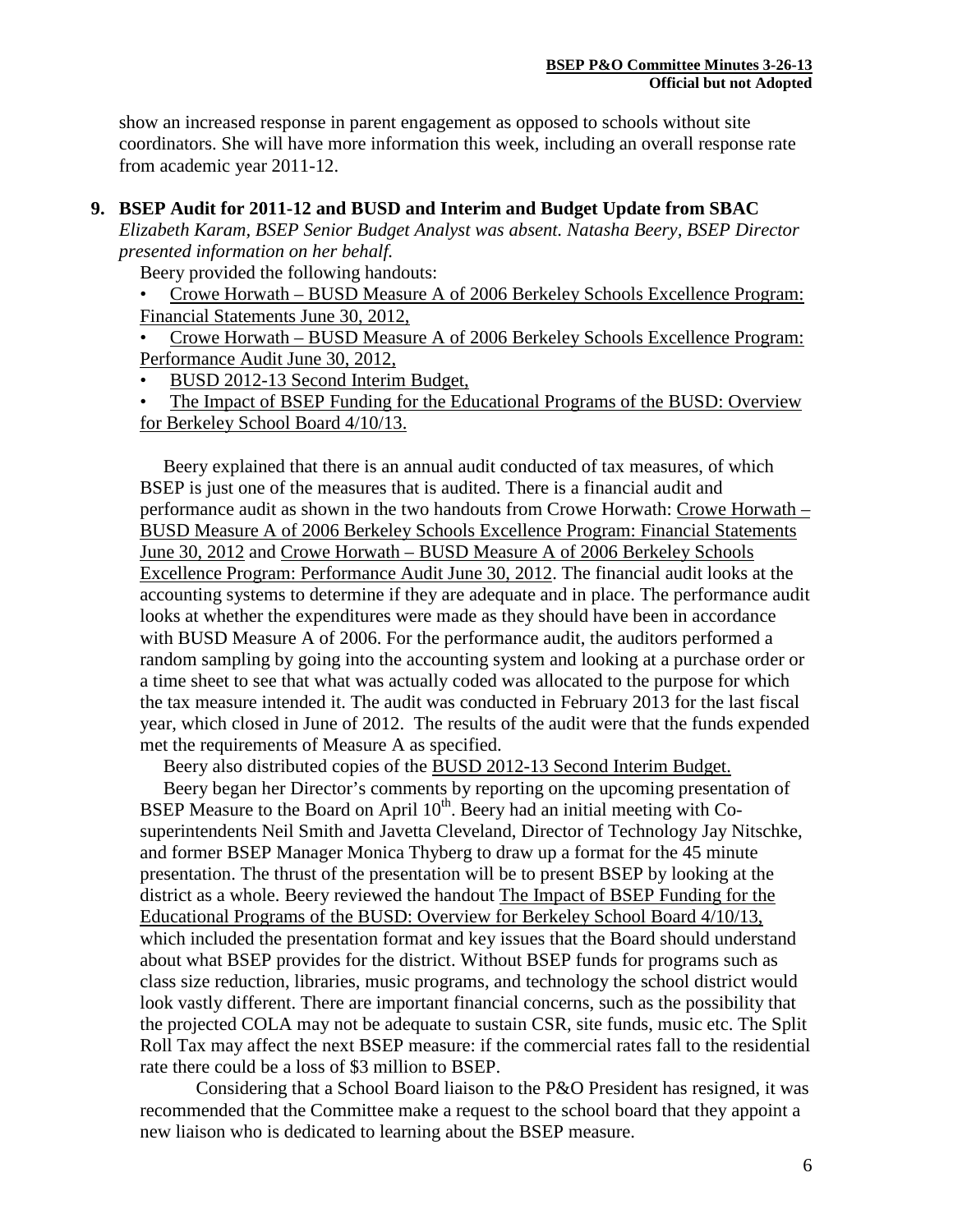show an increased response in parent engagement as opposed to schools without site coordinators. She will have more information this week, including an overall response rate from academic year 2011-12.

**9. BSEP Audit for 2011-12 and BUSD and Interim and Budget Update from SBAC**

*Elizabeth Karam, BSEP Senior Budget Analyst was absent. Natasha Beery, BSEP Director presented information on her behalf.*

Beery provided the following handouts:

- Crowe Horwath – BUSD Measure A of 2006 Berkeley Schools Excellence Program: Financial Statements June 30, 2012,
- Crowe Horwath – BUSD Measure A of 2006 Berkeley Schools Excellence Program: Performance Audit June 30, 2012,
- BUSD 2012-13 Second Interim Budget,
- The Impact of BSEP Funding for the Educational Programs of the BUSD: Overview for Berkeley School Board 4/10/13.

Beery explained that there is an annual audit conducted of tax measures, of which BSEP is just one of the measures that is audited. There is a financial audit and performance audit as shown in the two handouts from Crowe Horwath: Crowe Horwath – BUSD Measure A of 2006 Berkeley Schools Excellence Program: Financial Statements June 30, 2012 and Crowe Horwath – BUSD Measure A of 2006 Berkeley Schools Excellence Program: Performance Audit June 30, 2012. The financial audit looks at the accounting systems to determine if they are adequate and in place. The performance audit looks at whether the expenditures were made as they should have been in accordance with BUSD Measure A of 2006. For the performance audit, the auditors performed a random sampling by going into the accounting system and looking at a purchase order or a time sheet to see that what was actually coded was allocated to the purpose for which the tax measure intended it. The audit was conducted in February 2013 for the last fiscal year, which closed in June of 2012. The results of the audit were that the funds expended met the requirements of Measure A as specified.

Beery also distributed copies of the BUSD 2012-13 Second Interim Budget.

Beery began her Director's comments by reporting on the upcoming presentation of BSEP Measure to the Board on April 10th. Beery had an initial meeting with Co-superintendents Neil Smith and Javetta Cleveland, Director of Technology Jay Nitschke, and former BSEP Manager Monica Thyberg to draw up a format for the 45 minute presentation. The thrust of the presentation will be to present BSEP by looking at the district as a whole. Beery reviewed the handout The Impact of BSEP Funding for the Educational Programs of the BUSD: Overview for Berkeley School Board 4/10/13, which included the presentation format and key issues that the Board should understand about what BSEP provides for the district. Without BSEP funds for programs such as class size reduction, libraries, music programs, and technology the school district would look vastly different. There are important financial concerns, such as the possibility that the projected COLA may not be adequate to sustain CSR, site funds, music etc. The Split Roll Tax may affect the next BSEP measure: if the commercial rates fall to the residential rate there could be a loss of $3 million to BSEP.

Considering that a School Board liaison to the P&O President has resigned, it was recommended that the Committee make a request to the school board that they appoint a new liaison who is dedicated to learning about the BSEP measure.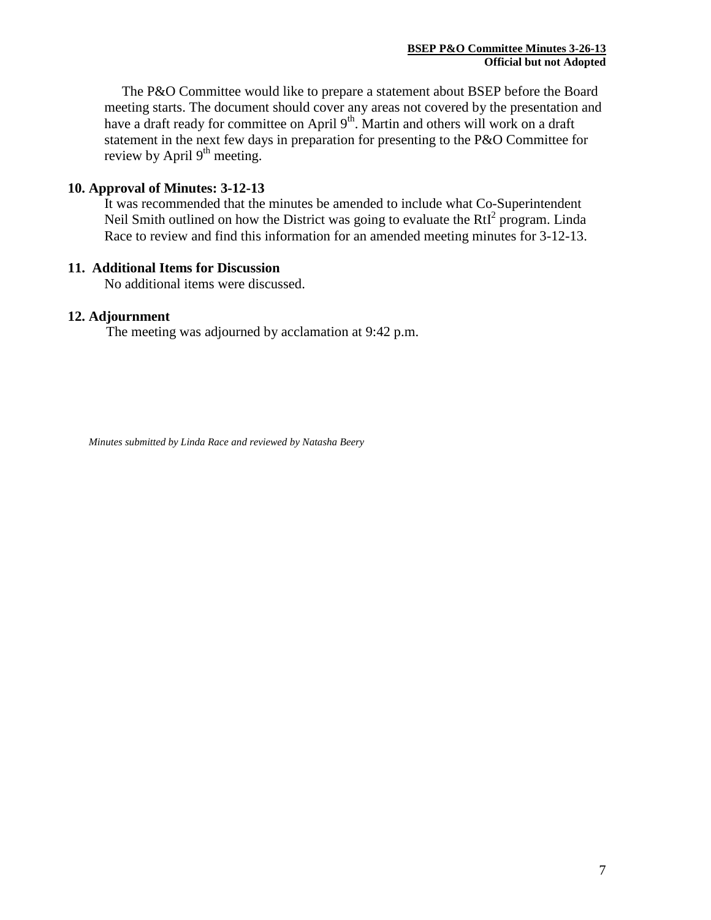The P&O Committee would like to prepare a statement about BSEP before the Board meeting starts. The document should cover any areas not covered by the presentation and have a draft ready for committee on April 9th. Martin and others will work on a draft statement in the next few days in preparation for presenting to the P&O Committee for review by April 9th meeting.

**10. Approval of Minutes: 3-12-13**

It was recommended that the minutes be amended to include what Co-Superintendent Neil Smith outlined on how the District was going to evaluate the $RtI^2$ program. Linda Race to review and find this information for an amended meeting minutes for 3-12-13.

**11. Additional Items for Discussion**

No additional items were discussed.

**12. Adjournment**

The meeting was adjourned by acclamation at 9:42 p.m.

*Minutes submitted by Linda Race and reviewed by Natasha Beery*